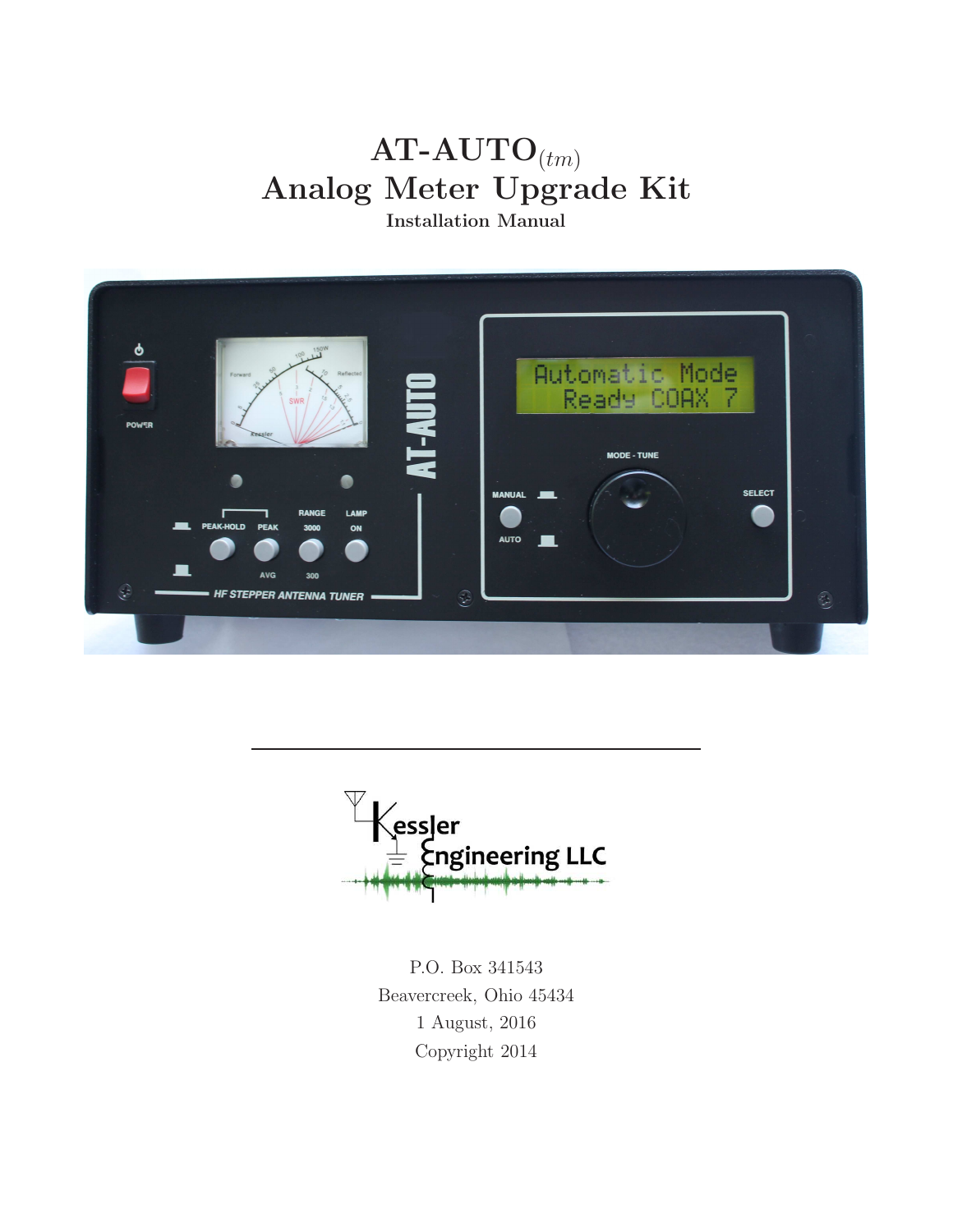# AT-AUTO$_{(tm)}$
# Analog Meter Upgrade Kit

**Installation Manual**

P.O. Box 341543

Beavercreek, Ohio 45434

1 August, 2016

Copyright 2014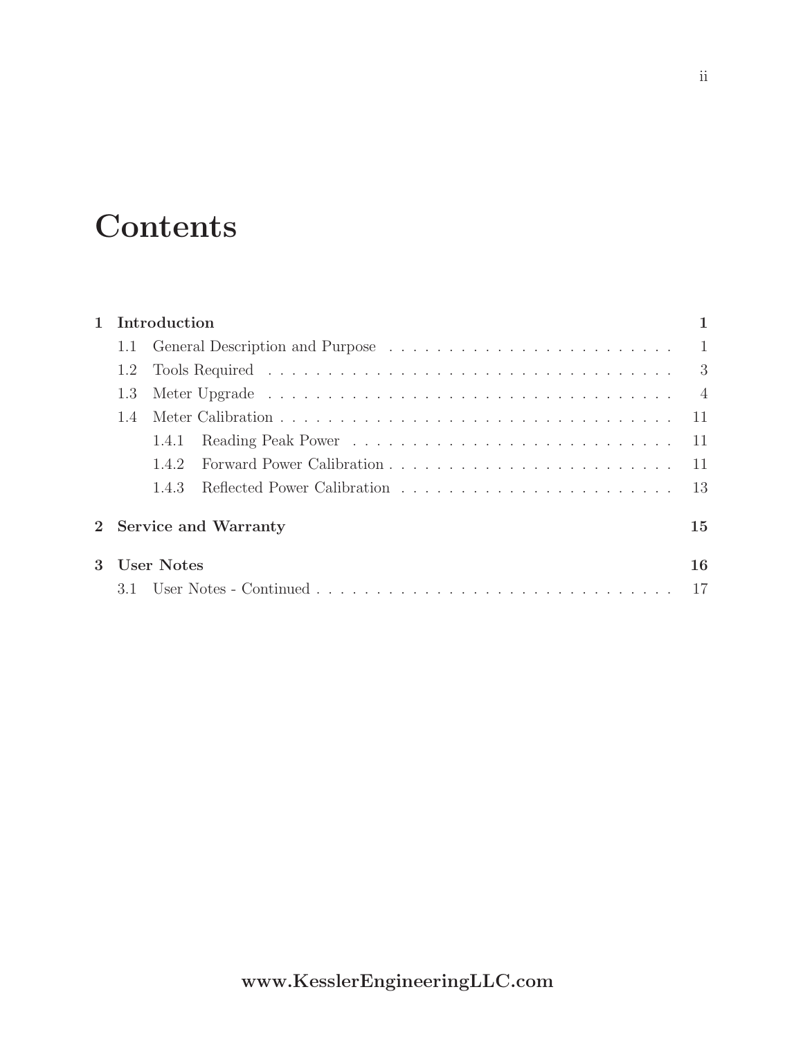# Contents

- **1 Introduction** — 1
  - 1.1 General Description and Purpose — 1
  - 1.2 Tools Required — 3
  - 1.3 Meter Upgrade — 4
  - 1.4 Meter Calibration — 11
    - 1.4.1 Reading Peak Power — 11
    - 1.4.2 Forward Power Calibration — 11
    - 1.4.3 Reflected Power Calibration — 13
- **2 Service and Warranty** — 15
- **3 User Notes** — 16
  - 3.1 User Notes - Continued — 17

**www.KesslerEngineeringLLC.com**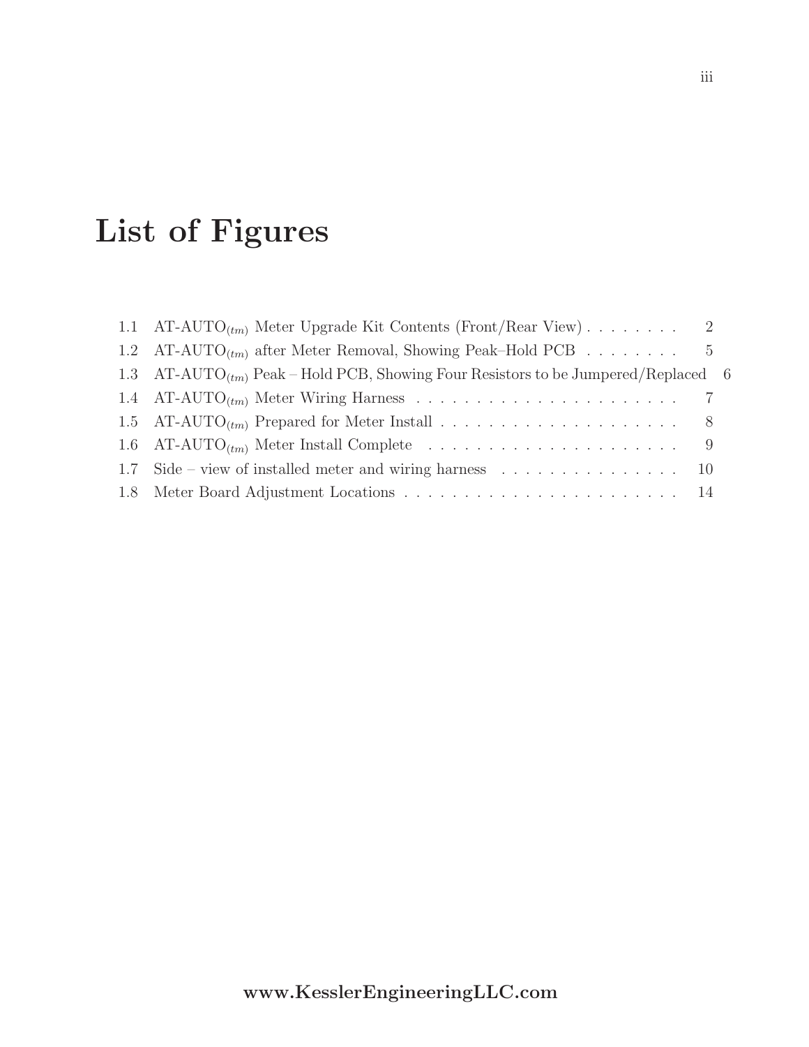# List of Figures

1.1 AT-AUTO$_{(tm)}$ Meter Upgrade Kit Contents (Front/Rear View) . . . . . . . . 2
1.2 AT-AUTO$_{(tm)}$ after Meter Removal, Showing Peak–Hold PCB . . . . . . . . 5
1.3 AT-AUTO$_{(tm)}$ Peak – Hold PCB, Showing Four Resistors to be Jumpered/Replaced 6
1.4 AT-AUTO$_{(tm)}$ Meter Wiring Harness . . . . . . . . . . . . . . . . . . . . . . 7
1.5 AT-AUTO$_{(tm)}$ Prepared for Meter Install . . . . . . . . . . . . . . . . . . . . 8
1.6 AT-AUTO$_{(tm)}$ Meter Install Complete . . . . . . . . . . . . . . . . . . . . . . 9
1.7 Side – view of installed meter and wiring harness . . . . . . . . . . . . . . . 10
1.8 Meter Board Adjustment Locations . . . . . . . . . . . . . . . . . . . . . . . 14

**www.KesslerEngineeringLLC.com**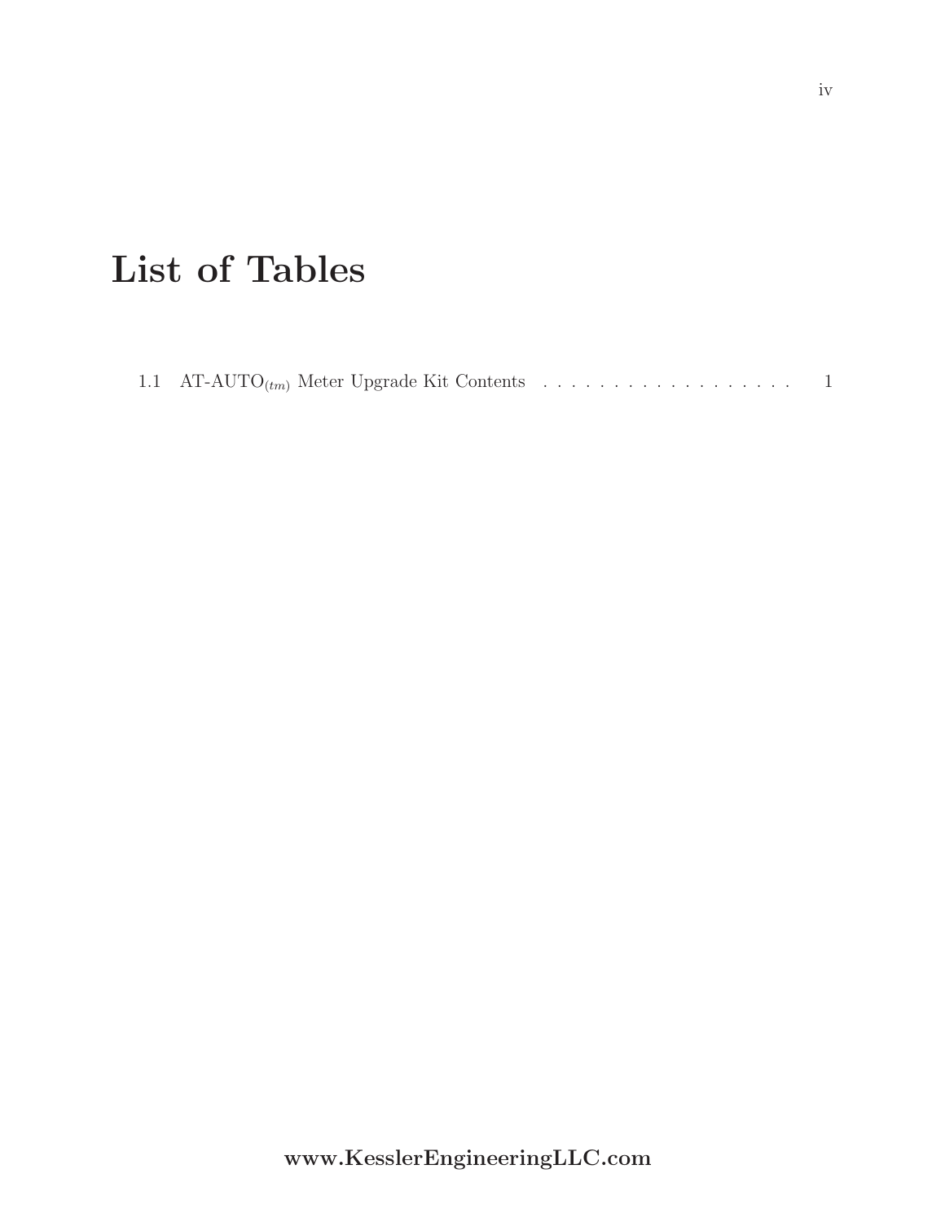# List of Tables

1.1 AT-AUTO$_{(tm)}$ Meter Upgrade Kit Contents . . . . . . . . . . . . . . . . . . . 1

**www.KesslerEngineeringLLC.com**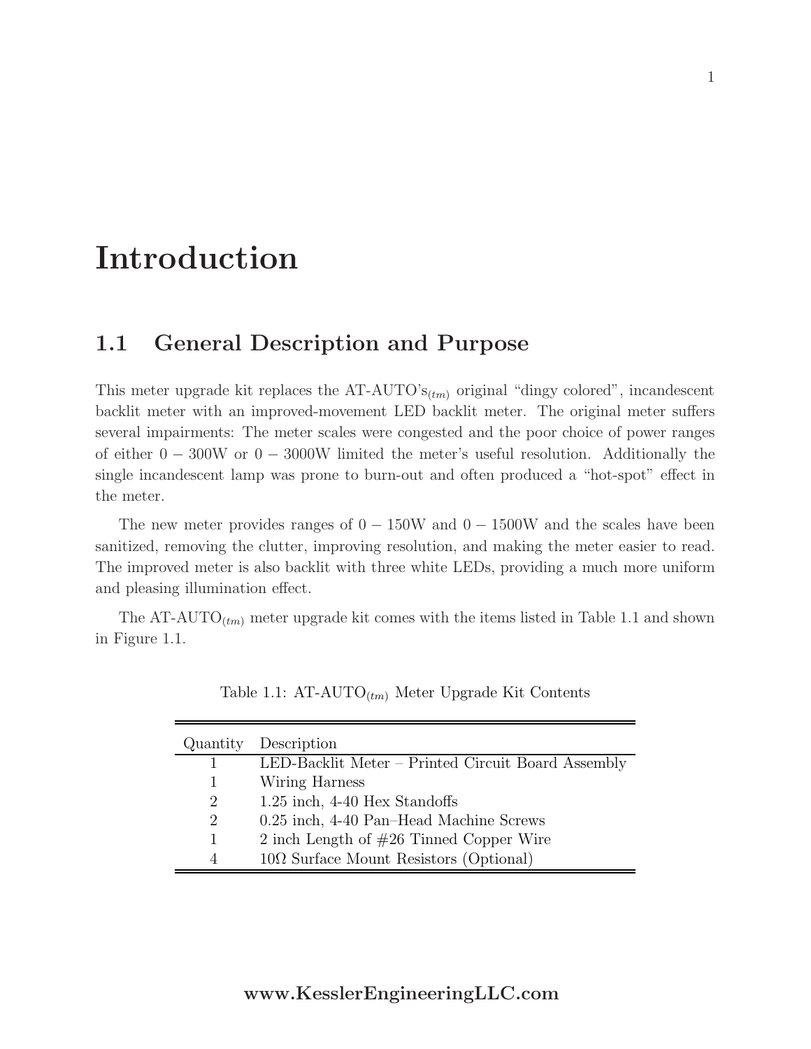# Introduction

## 1.1 General Description and Purpose

This meter upgrade kit replaces the AT-AUTO's$_{(tm)}$ original "dingy colored", incandescent backlit meter with an improved-movement LED backlit meter. The original meter suffers several impairments: The meter scales were congested and the poor choice of power ranges of either $0 - 300$W or $0 - 3000$W limited the meter's useful resolution. Additionally the single incandescent lamp was prone to burn-out and often produced a "hot-spot" effect in the meter.

The new meter provides ranges of $0 - 150$W and $0 - 1500$W and the scales have been sanitized, removing the clutter, improving resolution, and making the meter easier to read. The improved meter is also backlit with three white LEDs, providing a much more uniform and pleasing illumination effect.

The AT-AUTO$_{(tm)}$ meter upgrade kit comes with the items listed in Table 1.1 and shown in Figure 1.1.

Table 1.1: AT-AUTO$_{(tm)}$ Meter Upgrade Kit Contents

| Quantity | Description |
|---|---|
| 1 | LED-Backlit Meter – Printed Circuit Board Assembly |
| 1 | Wiring Harness |
| 2 | 1.25 inch, 4-40 Hex Standoffs |
| 2 | 0.25 inch, 4-40 Pan–Head Machine Screws |
| 1 | 2 inch Length of #26 Tinned Copper Wire |
| 4 | 10Ω Surface Mount Resistors (Optional) |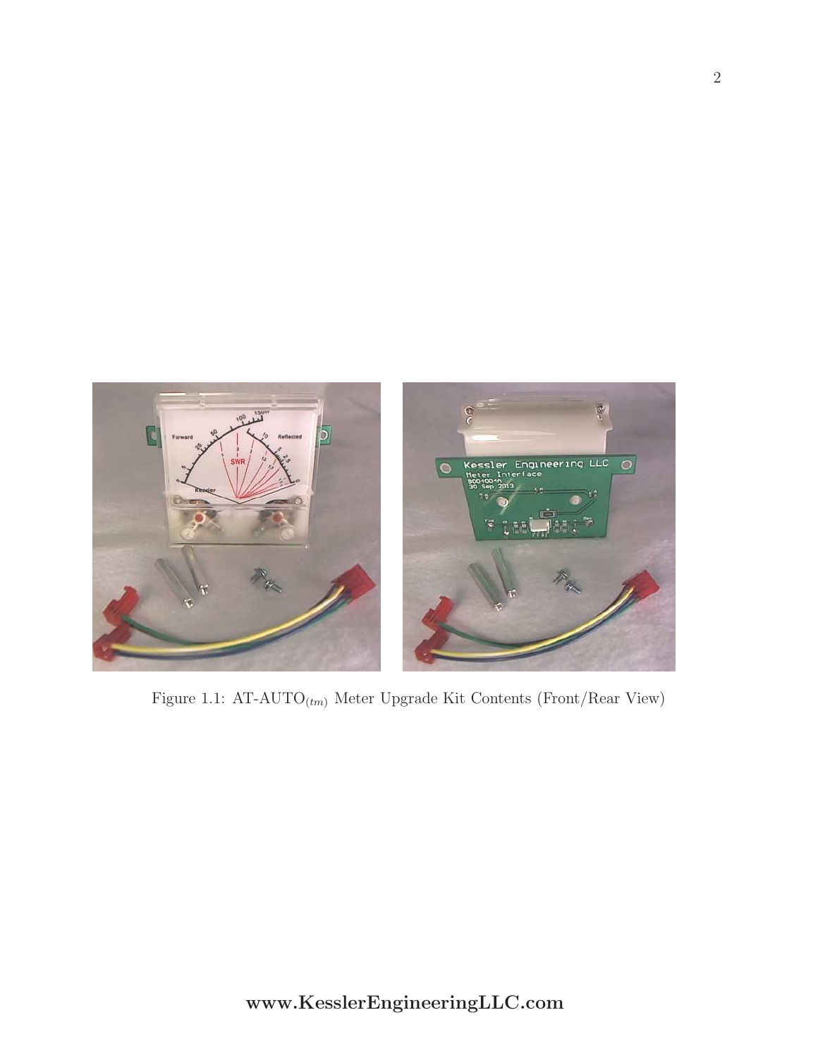Figure 1.1: AT-AUTO$_{(tm)}$ Meter Upgrade Kit Contents (Front/Rear View)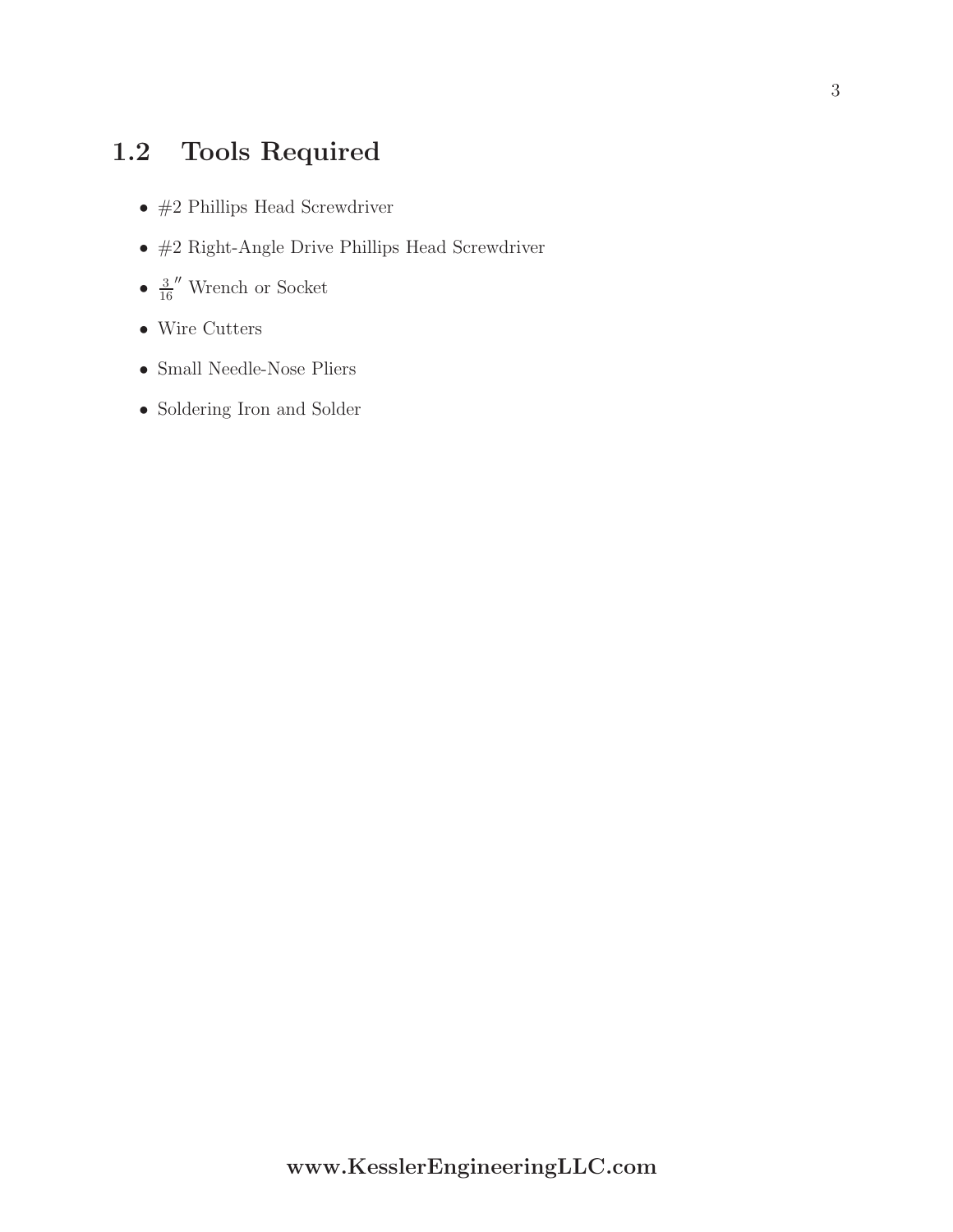## 1.2 Tools Required

- #2 Phillips Head Screwdriver
- #2 Right-Angle Drive Phillips Head Screwdriver
- $\frac{3}{16}''$ Wrench or Socket
- Wire Cutters
- Small Needle-Nose Pliers
- Soldering Iron and Solder

**www.KesslerEngineeringLLC.com**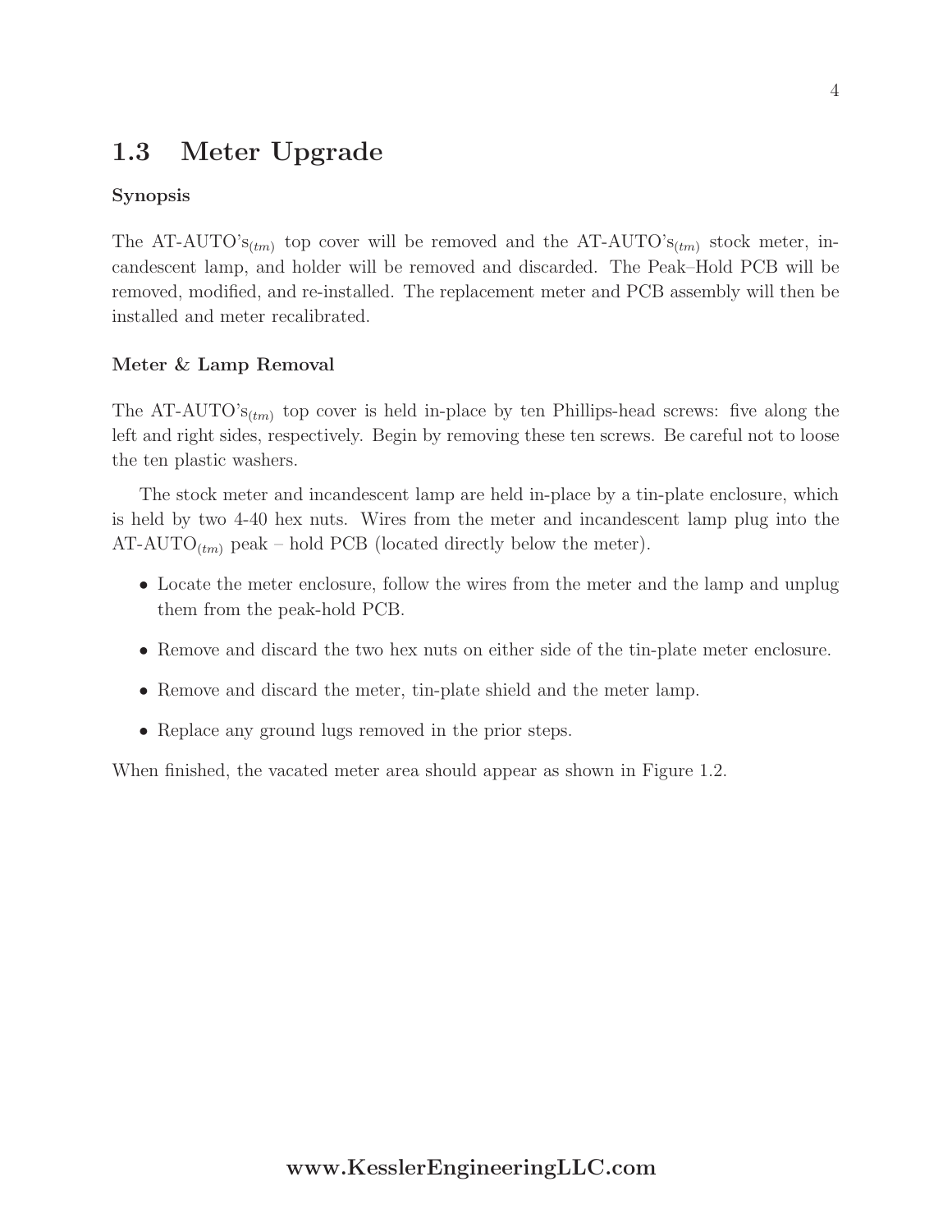## 1.3 Meter Upgrade

**Synopsis**

The AT-AUTO's$_{(tm)}$ top cover will be removed and the AT-AUTO's$_{(tm)}$ stock meter, incandescent lamp, and holder will be removed and discarded. The Peak–Hold PCB will be removed, modified, and re-installed. The replacement meter and PCB assembly will then be installed and meter recalibrated.

**Meter & Lamp Removal**

The AT-AUTO's$_{(tm)}$ top cover is held in-place by ten Phillips-head screws: five along the left and right sides, respectively. Begin by removing these ten screws. Be careful not to loose the ten plastic washers.

The stock meter and incandescent lamp are held in-place by a tin-plate enclosure, which is held by two 4-40 hex nuts. Wires from the meter and incandescent lamp plug into the AT-AUTO$_{(tm)}$ peak – hold PCB (located directly below the meter).

- Locate the meter enclosure, follow the wires from the meter and the lamp and unplug them from the peak-hold PCB.
- Remove and discard the two hex nuts on either side of the tin-plate meter enclosure.
- Remove and discard the meter, tin-plate shield and the meter lamp.
- Replace any ground lugs removed in the prior steps.

When finished, the vacated meter area should appear as shown in Figure 1.2.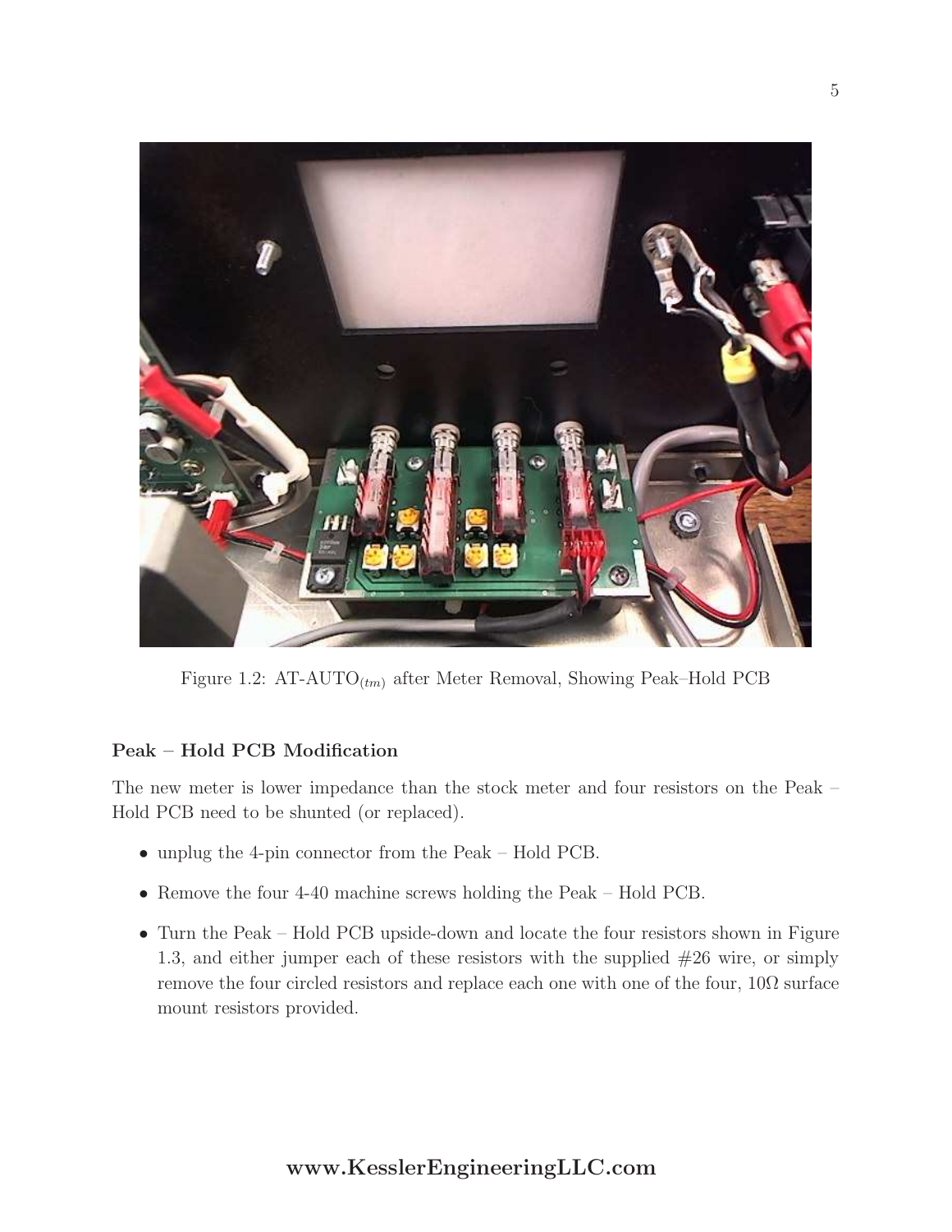Figure 1.2: AT-AUTO$_{(tm)}$ after Meter Removal, Showing Peak–Hold PCB

**Peak – Hold PCB Modification**

The new meter is lower impedance than the stock meter and four resistors on the Peak – Hold PCB need to be shunted (or replaced).

- unplug the 4-pin connector from the Peak – Hold PCB.
- Remove the four 4-40 machine screws holding the Peak – Hold PCB.
- Turn the Peak – Hold PCB upside-down and locate the four resistors shown in Figure 1.3, and either jumper each of these resistors with the supplied #26 wire, or simply remove the four circled resistors and replace each one with one of the four, 10Ω surface mount resistors provided.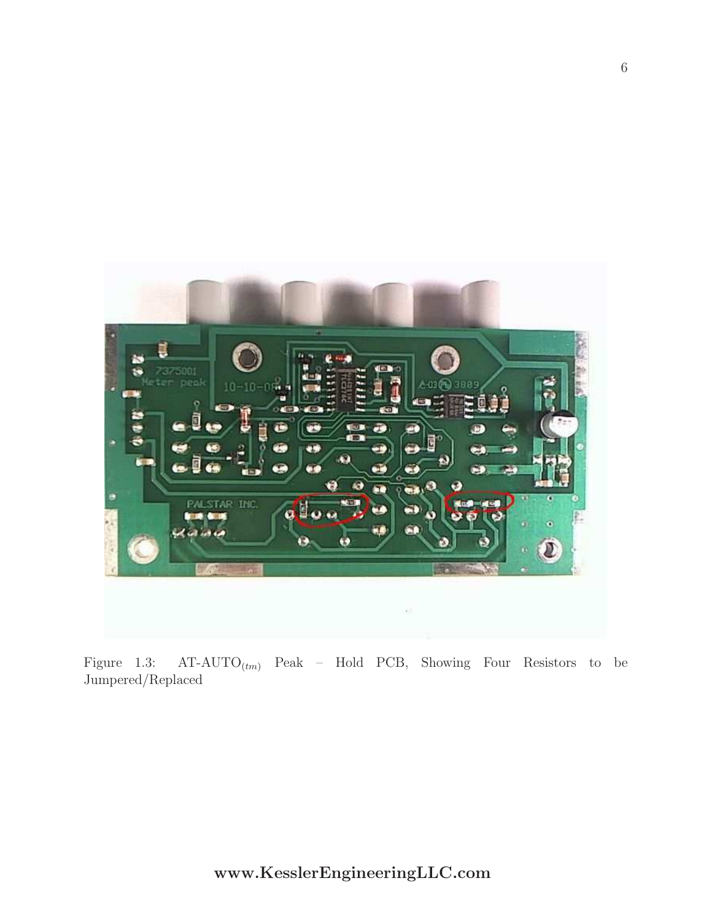Figure 1.3: AT-AUTO$_{(tm)}$ Peak – Hold PCB, Showing Four Resistors to be Jumpered/Replaced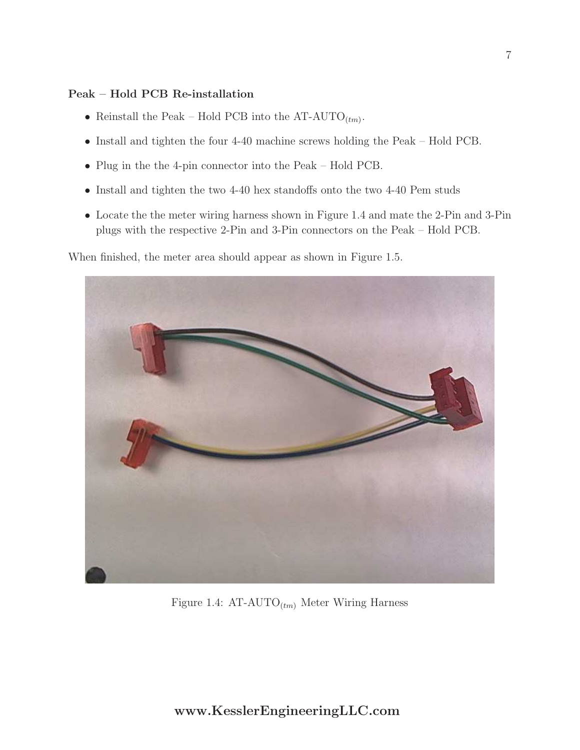**Peak – Hold PCB Re-installation**

- Reinstall the Peak – Hold PCB into the AT-AUTO$_{(tm)}$.
- Install and tighten the four 4-40 machine screws holding the Peak – Hold PCB.
- Plug in the the 4-pin connector into the Peak – Hold PCB.
- Install and tighten the two 4-40 hex standoffs onto the two 4-40 Pem studs
- Locate the the meter wiring harness shown in Figure 1.4 and mate the 2-Pin and 3-Pin plugs with the respective 2-Pin and 3-Pin connectors on the Peak – Hold PCB.

When finished, the meter area should appear as shown in Figure 1.5.

Figure 1.4: AT-AUTO$_{(tm)}$ Meter Wiring Harness

**www.KesslerEngineeringLLC.com**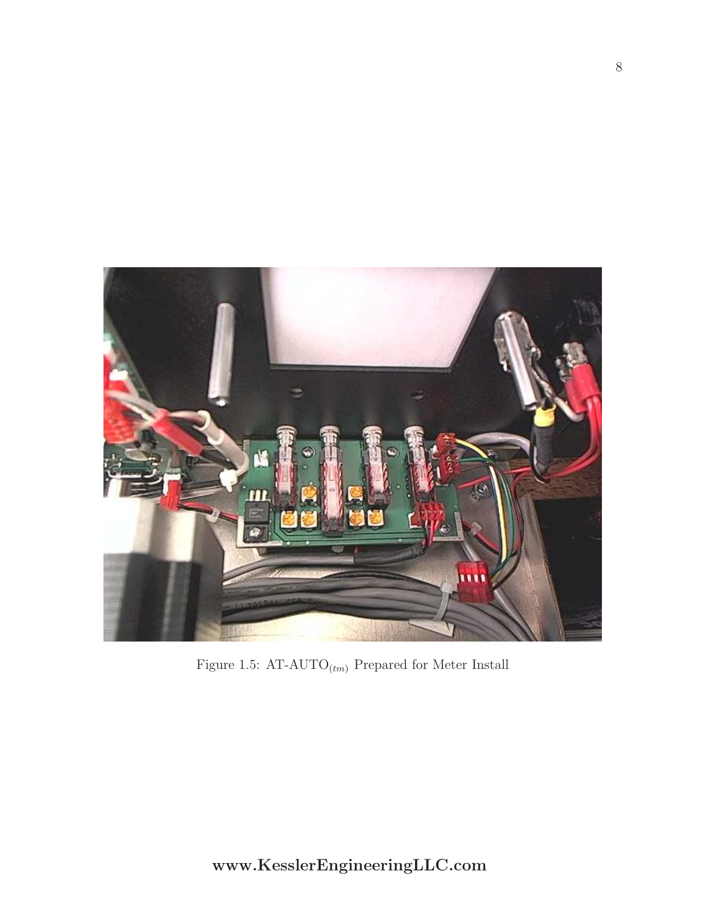Figure 1.5: AT-AUTO$_{(tm)}$ Prepared for Meter Install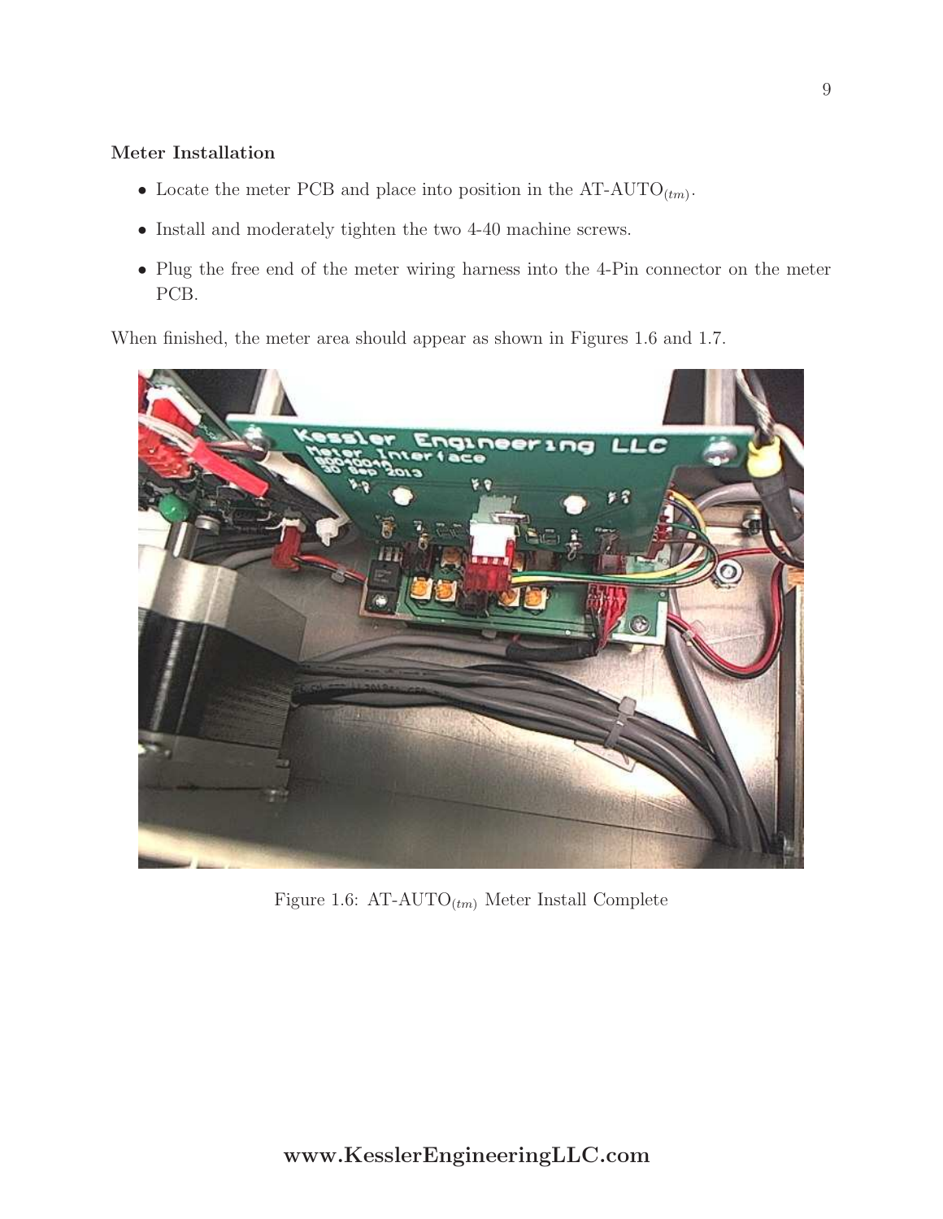**Meter Installation**

- Locate the meter PCB and place into position in the AT-AUTO$_{(tm)}$.
- Install and moderately tighten the two 4-40 machine screws.
- Plug the free end of the meter wiring harness into the 4-Pin connector on the meter PCB.

When finished, the meter area should appear as shown in Figures 1.6 and 1.7.

Figure 1.6: AT-AUTO$_{(tm)}$ Meter Install Complete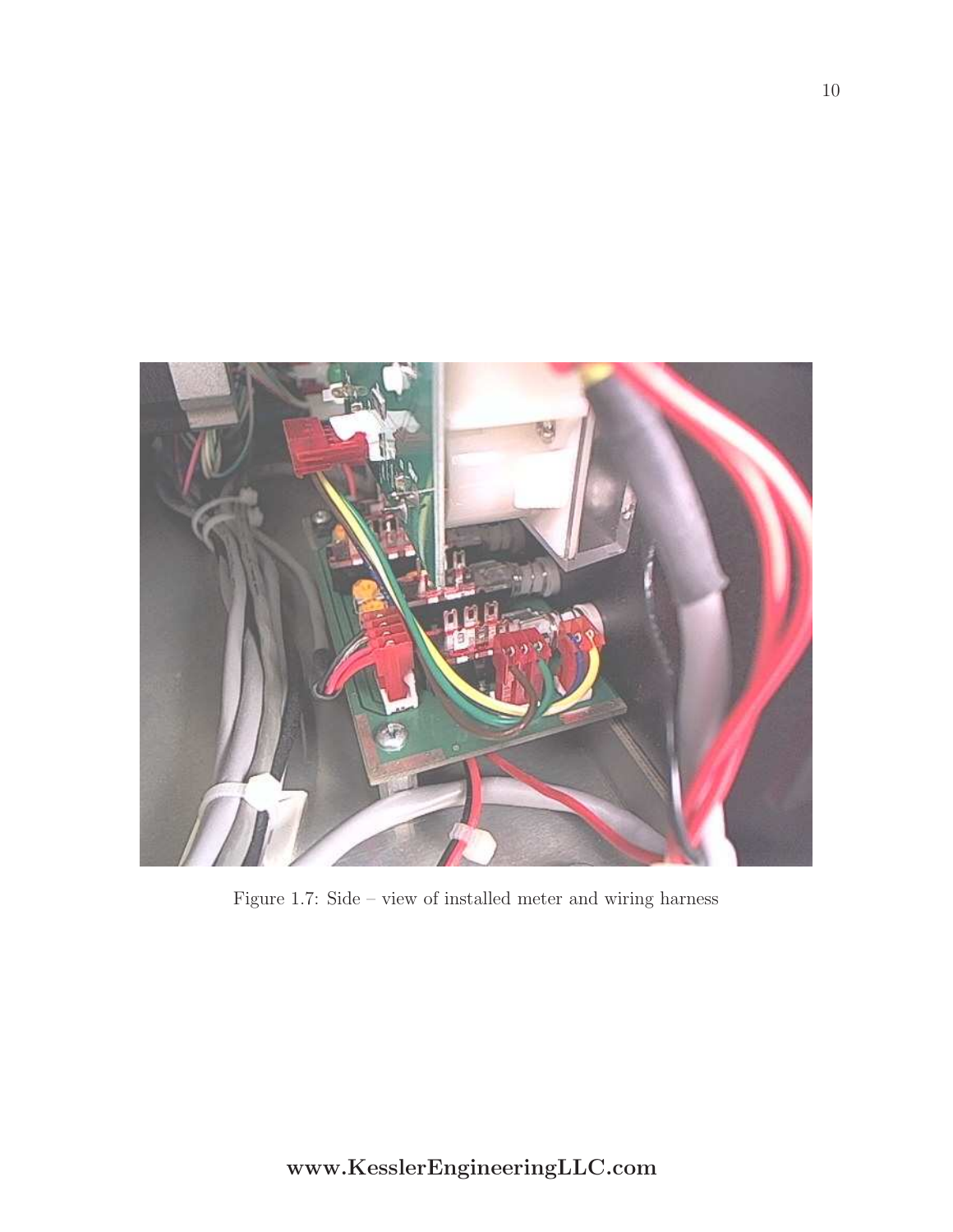Figure 1.7: Side – view of installed meter and wiring harness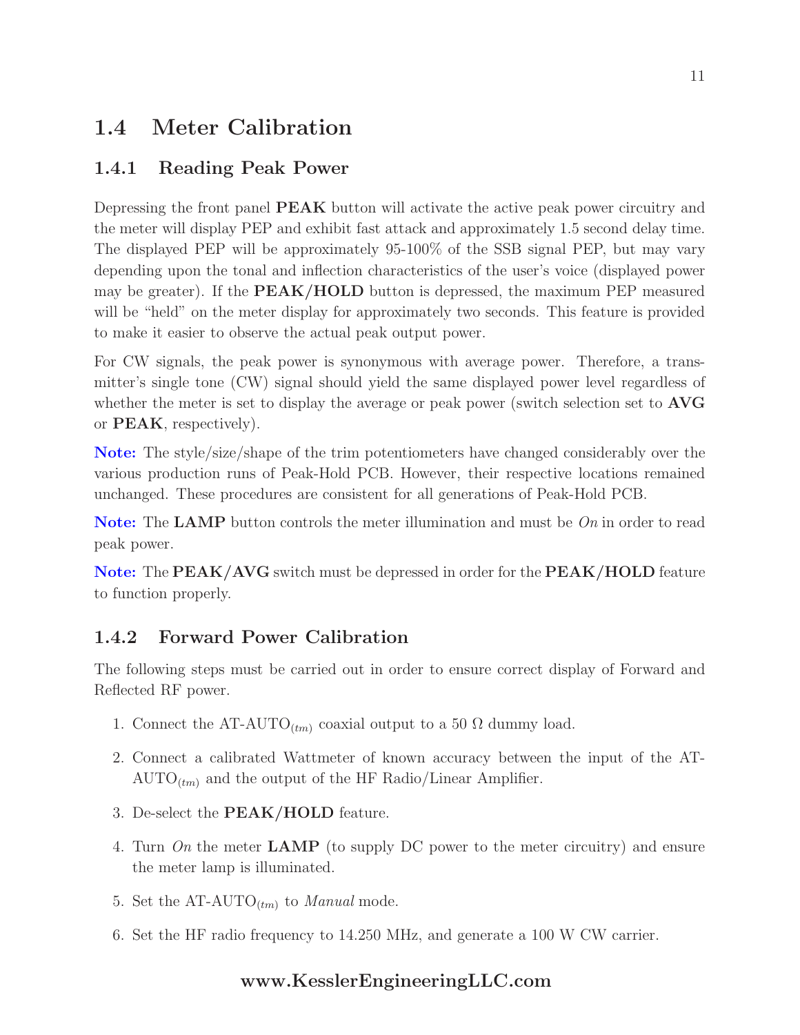## 1.4 Meter Calibration

### 1.4.1 Reading Peak Power

Depressing the front panel **PEAK** button will activate the active peak power circuitry and the meter will display PEP and exhibit fast attack and approximately 1.5 second delay time. The displayed PEP will be approximately 95-100% of the SSB signal PEP, but may vary depending upon the tonal and inflection characteristics of the user's voice (displayed power may be greater). If the **PEAK/HOLD** button is depressed, the maximum PEP measured will be "held" on the meter display for approximately two seconds. This feature is provided to make it easier to observe the actual peak output power.

For CW signals, the peak power is synonymous with average power. Therefore, a transmitter's single tone (CW) signal should yield the same displayed power level regardless of whether the meter is set to display the average or peak power (switch selection set to **AVG** or **PEAK**, respectively).

**Note:** The style/size/shape of the trim potentiometers have changed considerably over the various production runs of Peak-Hold PCB. However, their respective locations remained unchanged. These procedures are consistent for all generations of Peak-Hold PCB.

**Note:** The **LAMP** button controls the meter illumination and must be *On* in order to read peak power.

**Note:** The **PEAK/AVG** switch must be depressed in order for the **PEAK/HOLD** feature to function properly.

### 1.4.2 Forward Power Calibration

The following steps must be carried out in order to ensure correct display of Forward and Reflected RF power.

1. Connect the AT-AUTO$_{(tm)}$ coaxial output to a 50 Ω dummy load.
2. Connect a calibrated Wattmeter of known accuracy between the input of the AT-AUTO$_{(tm)}$ and the output of the HF Radio/Linear Amplifier.
3. De-select the **PEAK/HOLD** feature.
4. Turn *On* the meter **LAMP** (to supply DC power to the meter circuitry) and ensure the meter lamp is illuminated.
5. Set the AT-AUTO$_{(tm)}$ to *Manual* mode.
6. Set the HF radio frequency to 14.250 MHz, and generate a 100 W CW carrier.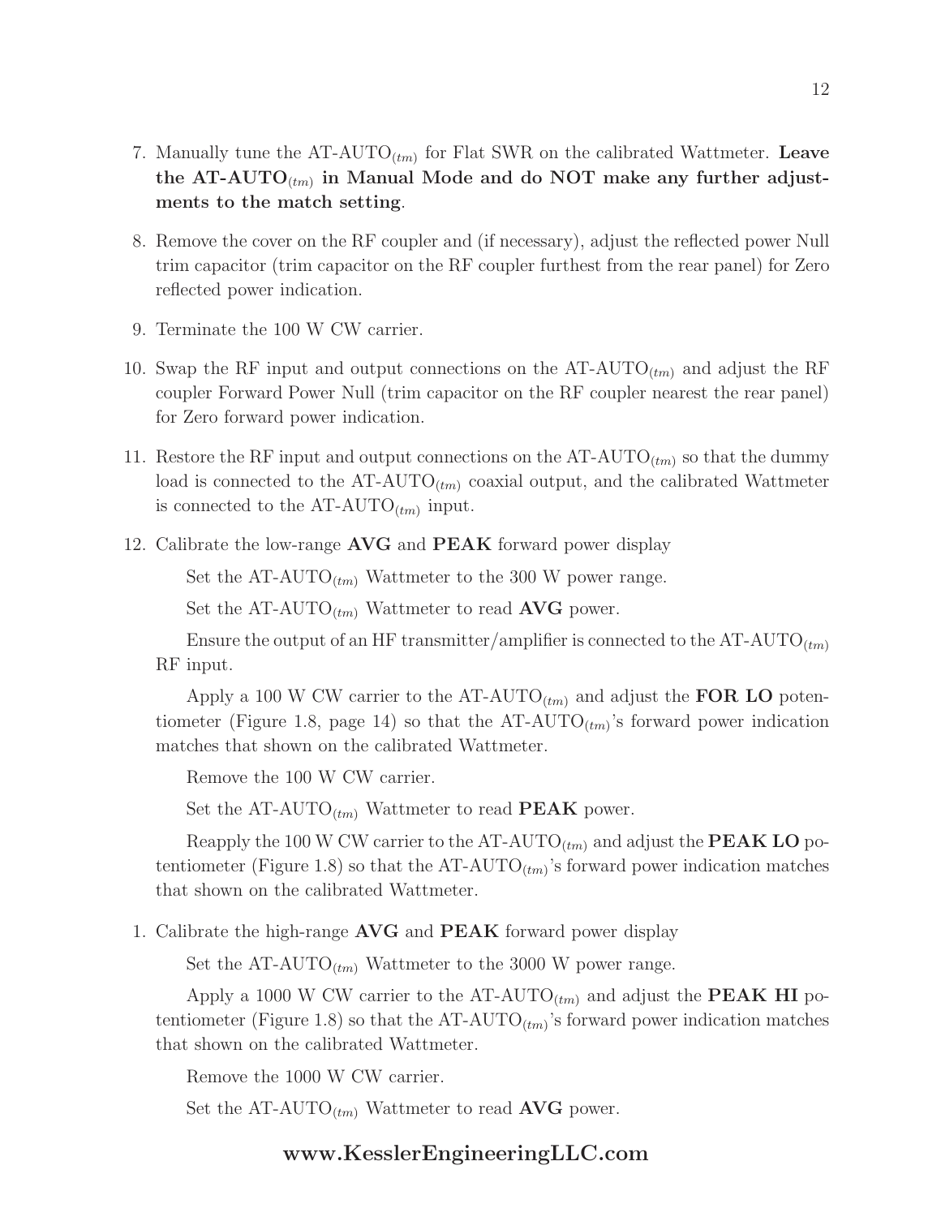7. Manually tune the AT-AUTO$_{(tm)}$ for Flat SWR on the calibrated Wattmeter. **Leave the AT-AUTO$_{(tm)}$ in Manual Mode and do NOT make any further adjustments to the match setting**.

8. Remove the cover on the RF coupler and (if necessary), adjust the reflected power Null trim capacitor (trim capacitor on the RF coupler furthest from the rear panel) for Zero reflected power indication.

9. Terminate the 100 W CW carrier.

10. Swap the RF input and output connections on the AT-AUTO$_{(tm)}$ and adjust the RF coupler Forward Power Null (trim capacitor on the RF coupler nearest the rear panel) for Zero forward power indication.

11. Restore the RF input and output connections on the AT-AUTO$_{(tm)}$ so that the dummy load is connected to the AT-AUTO$_{(tm)}$ coaxial output, and the calibrated Wattmeter is connected to the AT-AUTO$_{(tm)}$ input.

12. Calibrate the low-range **AVG** and **PEAK** forward power display

    Set the AT-AUTO$_{(tm)}$ Wattmeter to the 300 W power range.

    Set the AT-AUTO$_{(tm)}$ Wattmeter to read **AVG** power.

    Ensure the output of an HF transmitter/amplifier is connected to the AT-AUTO$_{(tm)}$ RF input.

    Apply a 100 W CW carrier to the AT-AUTO$_{(tm)}$ and adjust the **FOR LO** potentiometer (Figure 1.8, page 14) so that the AT-AUTO$_{(tm)}$'s forward power indication matches that shown on the calibrated Wattmeter.

    Remove the 100 W CW carrier.

    Set the AT-AUTO$_{(tm)}$ Wattmeter to read **PEAK** power.

    Reapply the 100 W CW carrier to the AT-AUTO$_{(tm)}$ and adjust the **PEAK LO** potentiometer (Figure 1.8) so that the AT-AUTO$_{(tm)}$'s forward power indication matches that shown on the calibrated Wattmeter.

1. Calibrate the high-range **AVG** and **PEAK** forward power display

    Set the AT-AUTO$_{(tm)}$ Wattmeter to the 3000 W power range.

    Apply a 1000 W CW carrier to the AT-AUTO$_{(tm)}$ and adjust the **PEAK HI** potentiometer (Figure 1.8) so that the AT-AUTO$_{(tm)}$'s forward power indication matches that shown on the calibrated Wattmeter.

    Remove the 1000 W CW carrier.

    Set the AT-AUTO$_{(tm)}$ Wattmeter to read **AVG** power.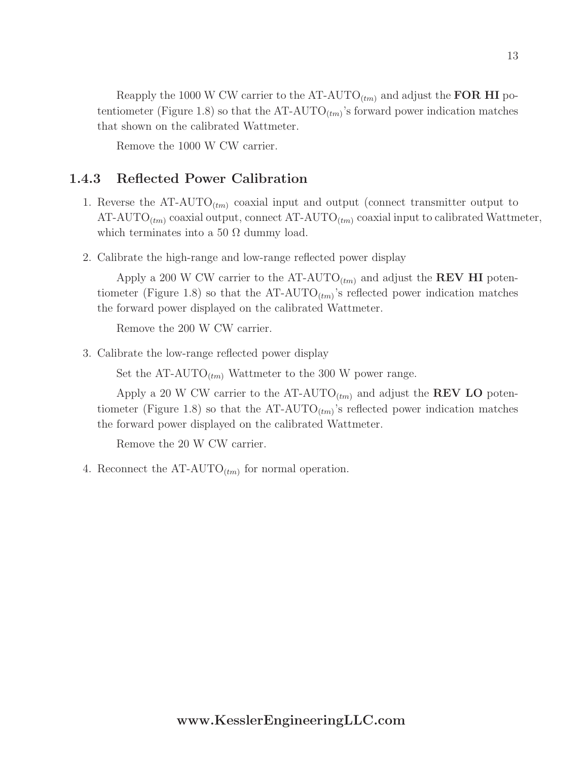Reapply the 1000 W CW carrier to the AT-AUTO$_{(tm)}$ and adjust the **FOR HI** potentiometer (Figure 1.8) so that the AT-AUTO$_{(tm)}$'s forward power indication matches that shown on the calibrated Wattmeter.

Remove the 1000 W CW carrier.

### 1.4.3 Reflected Power Calibration

1. Reverse the AT-AUTO$_{(tm)}$ coaxial input and output (connect transmitter output to AT-AUTO$_{(tm)}$ coaxial output, connect AT-AUTO$_{(tm)}$ coaxial input to calibrated Wattmeter, which terminates into a 50 Ω dummy load.

2. Calibrate the high-range and low-range reflected power display

   Apply a 200 W CW carrier to the AT-AUTO$_{(tm)}$ and adjust the **REV HI** potentiometer (Figure 1.8) so that the AT-AUTO$_{(tm)}$'s reflected power indication matches the forward power displayed on the calibrated Wattmeter.

   Remove the 200 W CW carrier.

3. Calibrate the low-range reflected power display

   Set the AT-AUTO$_{(tm)}$ Wattmeter to the 300 W power range.

   Apply a 20 W CW carrier to the AT-AUTO$_{(tm)}$ and adjust the **REV LO** potentiometer (Figure 1.8) so that the AT-AUTO$_{(tm)}$'s reflected power indication matches the forward power displayed on the calibrated Wattmeter.

   Remove the 20 W CW carrier.

4. Reconnect the AT-AUTO$_{(tm)}$ for normal operation.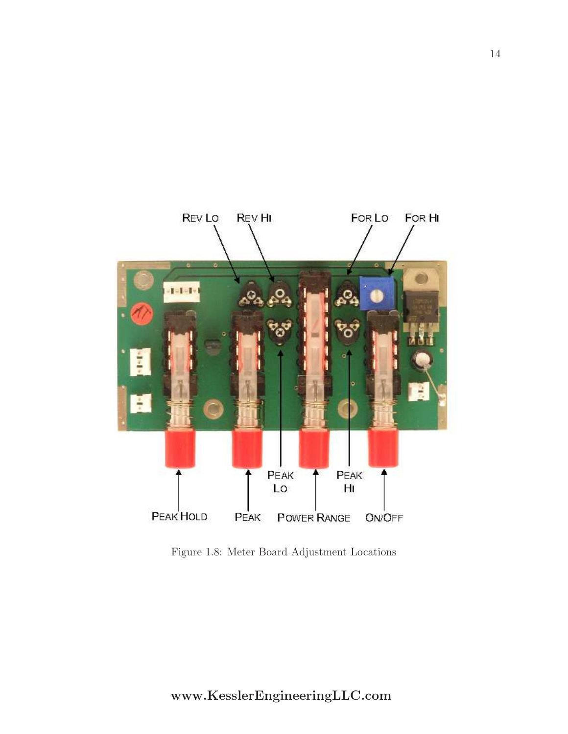Figure 1.8: Meter Board Adjustment Locations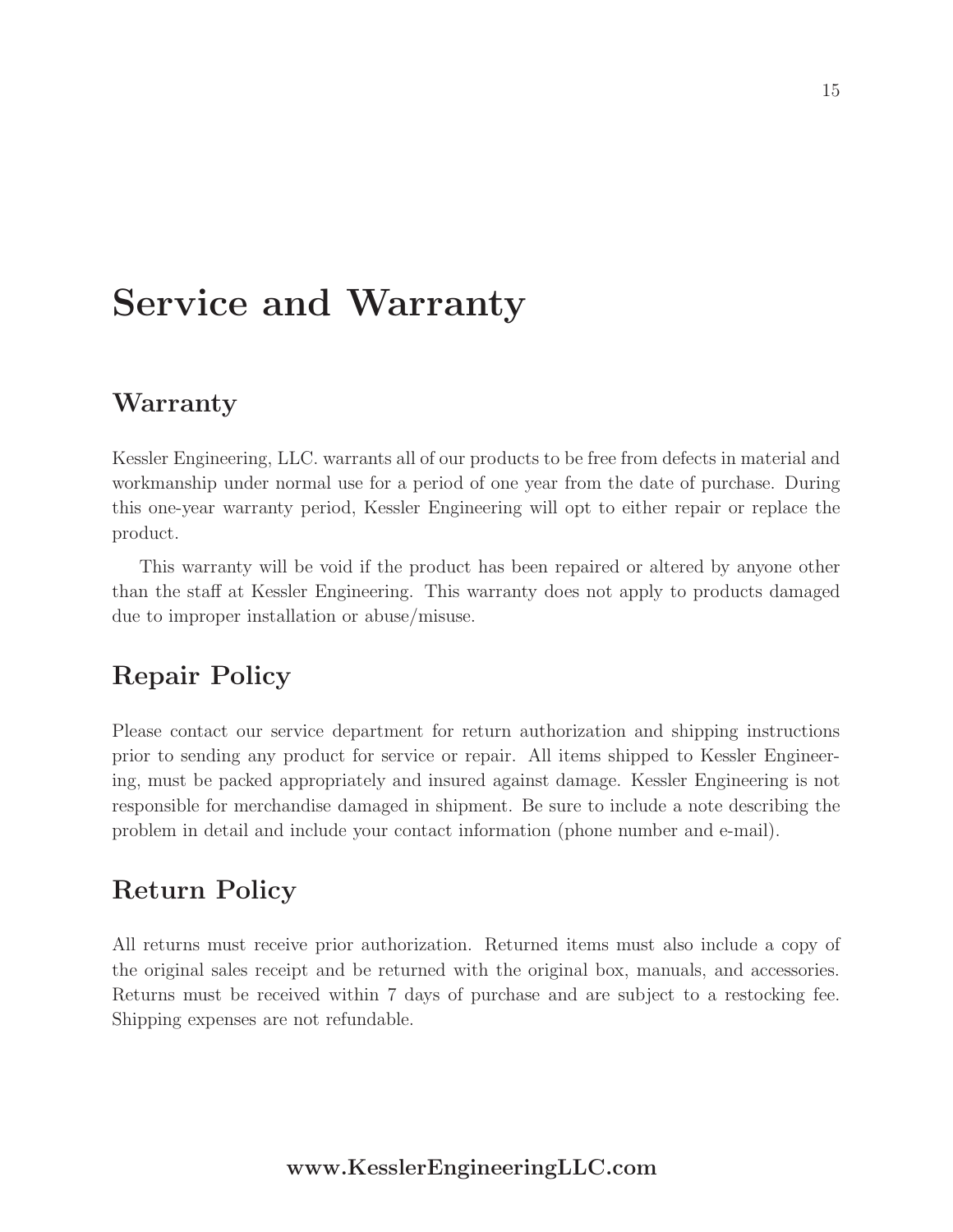# Service and Warranty

## Warranty

Kessler Engineering, LLC. warrants all of our products to be free from defects in material and workmanship under normal use for a period of one year from the date of purchase. During this one-year warranty period, Kessler Engineering will opt to either repair or replace the product.

This warranty will be void if the product has been repaired or altered by anyone other than the staff at Kessler Engineering. This warranty does not apply to products damaged due to improper installation or abuse/misuse.

## Repair Policy

Please contact our service department for return authorization and shipping instructions prior to sending any product for service or repair. All items shipped to Kessler Engineering, must be packed appropriately and insured against damage. Kessler Engineering is not responsible for merchandise damaged in shipment. Be sure to include a note describing the problem in detail and include your contact information (phone number and e-mail).

## Return Policy

All returns must receive prior authorization. Returned items must also include a copy of the original sales receipt and be returned with the original box, manuals, and accessories. Returns must be received within 7 days of purchase and are subject to a restocking fee. Shipping expenses are not refundable.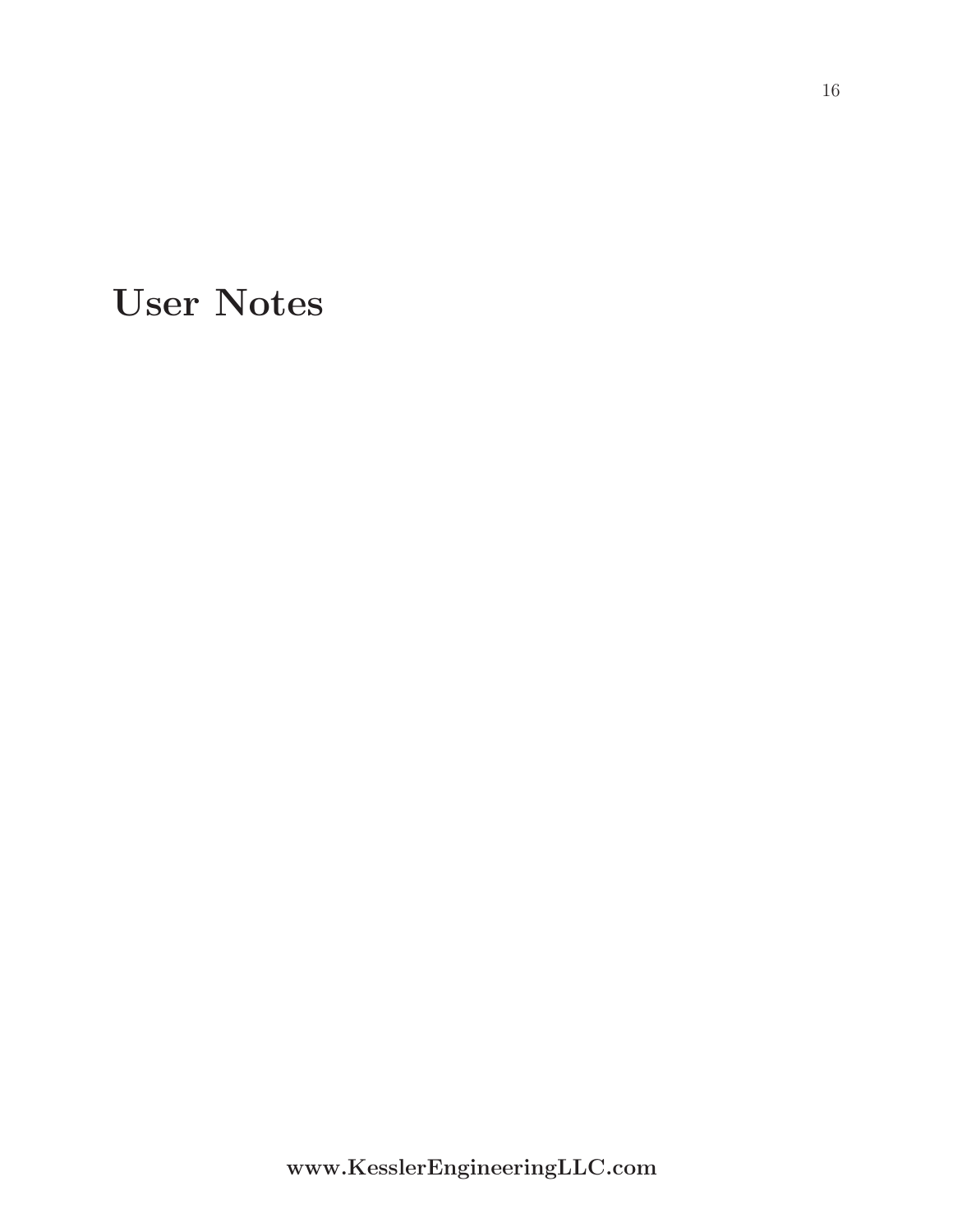# User Notes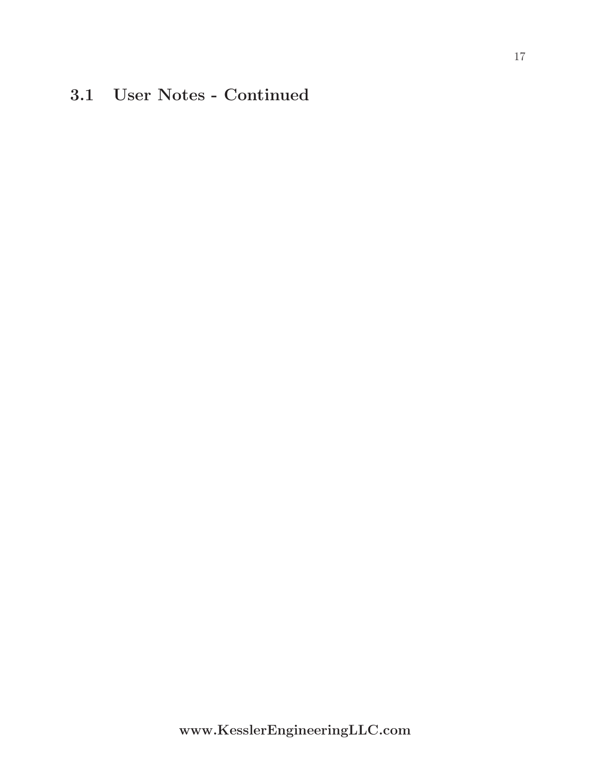## 3.1 User Notes - Continued